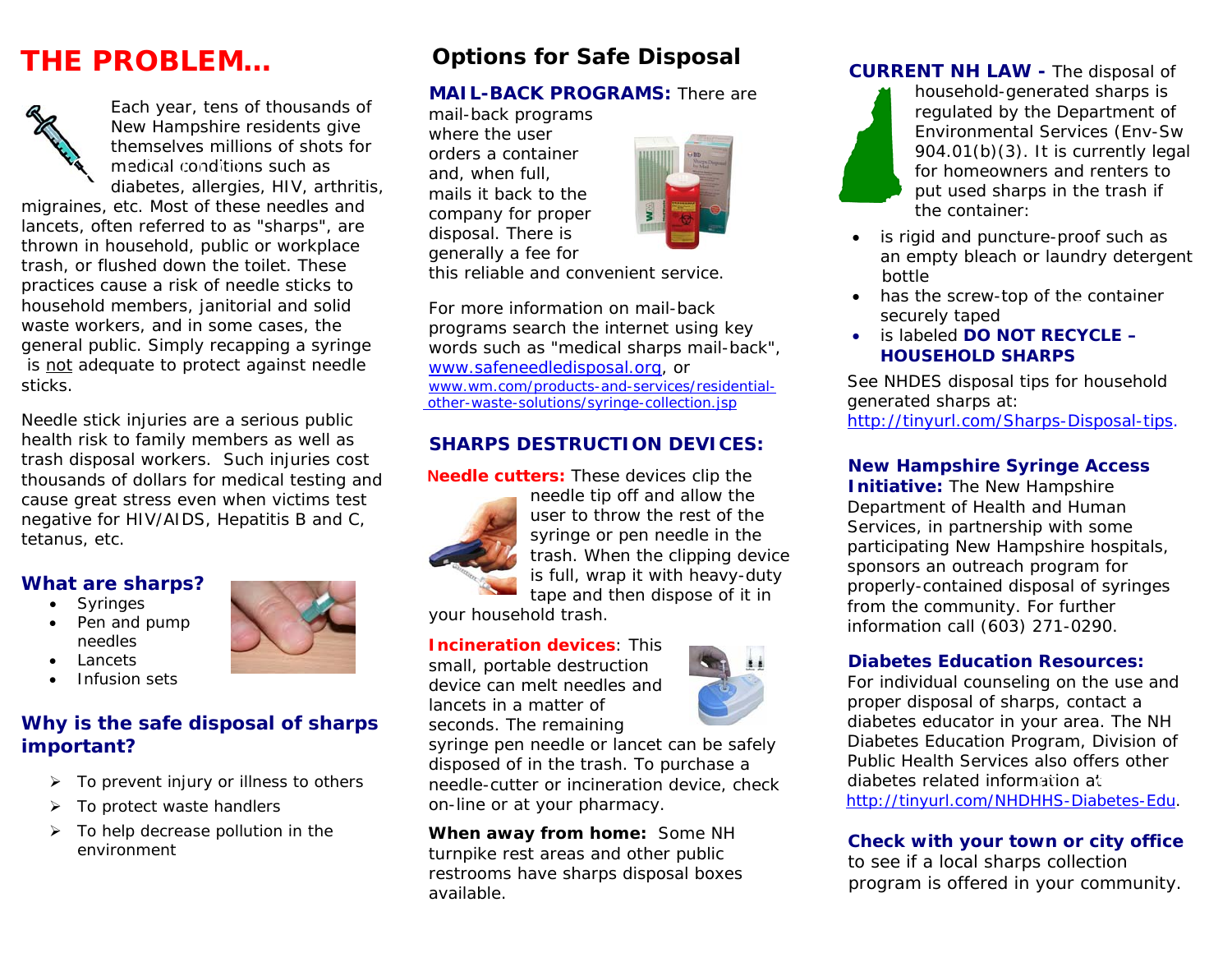# THE PROBLEM…

Each year, tens of thousands of New Hampshire residents give themselves millions of shots for medical conditions such as diabetes, allergies, HIV, arthritis, migraines, etc. Most of these needles and lancets, often referred to as "sharps", are thrown in household, public or workplace trash, or flushed down the toilet. These practices cause a risk of needle sticks to household members, janitorial and solid waste workers, and in some cases, the general public. Simply recapping a syringe is not adequate to protect against needle sticks.

Needle stick injuries are a serious public health risk to family members as well as trash disposal workers. Such injuries cost thousands of dollars for medical testing and cause great stress even when victims test negative for HIV/AIDS, Hepatitis B and C, tetanus, etc.

## What are sharps?

- Syringes
- Pen and pump needles
- Lancets
- Infusion sets

## Why is the safe disposal of sharps important?

- To prevent injury or illness to others
- To protect waste handlers
- To help decrease pollution in the environment

# Options for Safe Disposal

**MAIL-BACK PROGRAMS:** There are mail-back programs where the user orders a container and, when full, mails it back to the company for proper disposal. There is generally a fee for this reliable and convenient service.

For more information on mail-back programs search the internet using key words such as "medical sharps mail-back", www.safeneedledisposal.org, or www.wm.com/products-and-services/residential-other-waste-solutions/syringe-collection.jsp

## SHARPS DESTRUCTION DEVICES:

**Needle cutters:** These devices clip the needle tip off and allow the user to throw the rest of the syringe or pen needle in the trash. When the clipping device is full, wrap it with heavy-duty tape and then dispose of it in your household trash.

**Incineration devices**: This small, portable destruction device can melt needles and lancets in a matter of seconds. The remaining syringe pen needle or lancet can be safely disposed of in the trash. To purchase a needle-cutter or incineration device, check on-line or at your pharmacy.

**When away from home:** Some NH turnpike rest areas and other public restrooms have sharps disposal boxes available.

**CURRENT NH LAW -** The disposal of household-generated sharps is regulated by the Department of Environmental Services (Env-Sw 904.01(b)(3). It is currently legal for homeowners and renters to put used sharps in the trash if the container:

- is rigid and puncture-proof such as an empty bleach or laundry detergent bottle
- has the screw-top of the container securely taped
- is labeled **DO NOT RECYCLE – HOUSEHOLD SHARPS**

See NHDES disposal tips for household generated sharps at: http://tinyurl.com/Sharps-Disposal-tips.

**New Hampshire Syringe Access Initiative:** The New Hampshire Department of Health and Human Services, in partnership with some participating New Hampshire hospitals, sponsors an outreach program for properly-contained disposal of syringes from the community. For further information call (603) 271-0290.

**Diabetes Education Resources:** For individual counseling on the use and proper disposal of sharps, contact a diabetes educator in your area. The NH Diabetes Education Program, Division of Public Health Services also offers other diabetes related information at http://tinyurl.com/NHDHHS-Diabetes-Edu.

**Check with your town or city office** to see if a local sharps collection program is offered in your community.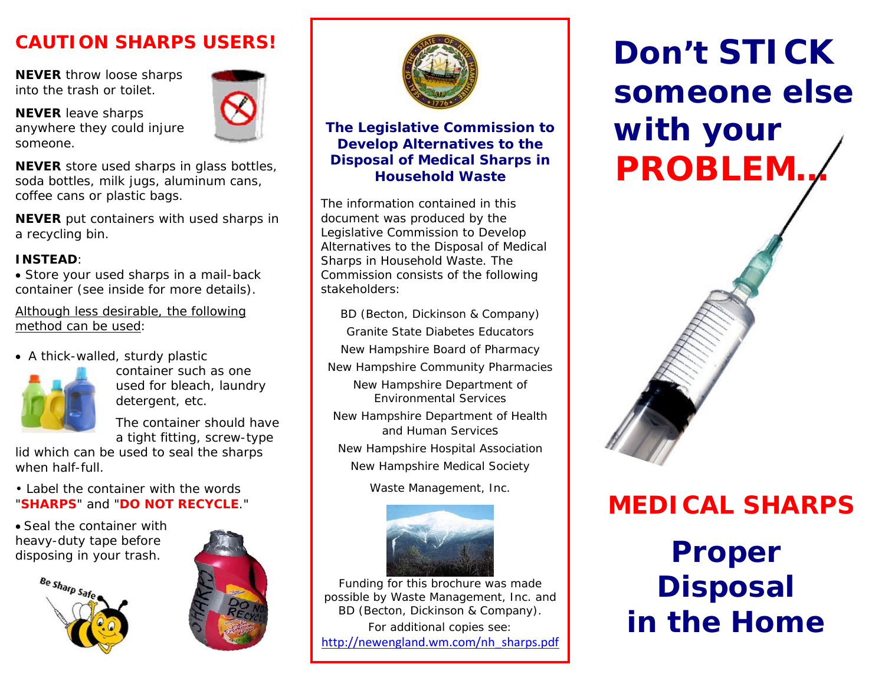## CAUTION SHARPS USERS!

**NEVER** throw loose sharps into the trash or toilet.

**NEVER** leave sharps anywhere they could injure someone.

**NEVER** store used sharps in glass bottles, soda bottles, milk jugs, aluminum cans, coffee cans or plastic bags.

**NEVER** put containers with used sharps in a recycling bin.

**INSTEAD**:

- Store your used sharps in a mail-back container (see inside for more details).

Although less desirable, the following method can be used:

- A thick-walled, sturdy plastic container such as one used for bleach, laundry detergent, etc.

  The container should have a tight fitting, screw-type lid which can be used to seal the sharps when half-full.

- Label the container with the words "**SHARPS**" and "**DO NOT RECYCLE**."

- Seal the container with heavy-duty tape before disposing in your trash.

Be Sharp Safe

### The Legislative Commission to Develop Alternatives to the Disposal of Medical Sharps in Household Waste

The information contained in this document was produced by the Legislative Commission to Develop Alternatives to the Disposal of Medical Sharps in Household Waste. The Commission consists of the following stakeholders:

BD (Becton, Dickinson & Company)
Granite State Diabetes Educators
New Hampshire Board of Pharmacy
New Hampshire Community Pharmacies
New Hampshire Department of Environmental Services
New Hampshire Department of Health and Human Services
New Hampshire Hospital Association
New Hampshire Medical Society
Waste Management, Inc.

Funding for this brochure was made possible by Waste Management, Inc. and BD (Becton, Dickinson & Company).

For additional copies see:
http://newengland.wm.com/nh_sharps.pdf

# Don't STICK someone else with your PROBLEM...

## MEDICAL SHARPS

# Proper Disposal in the Home